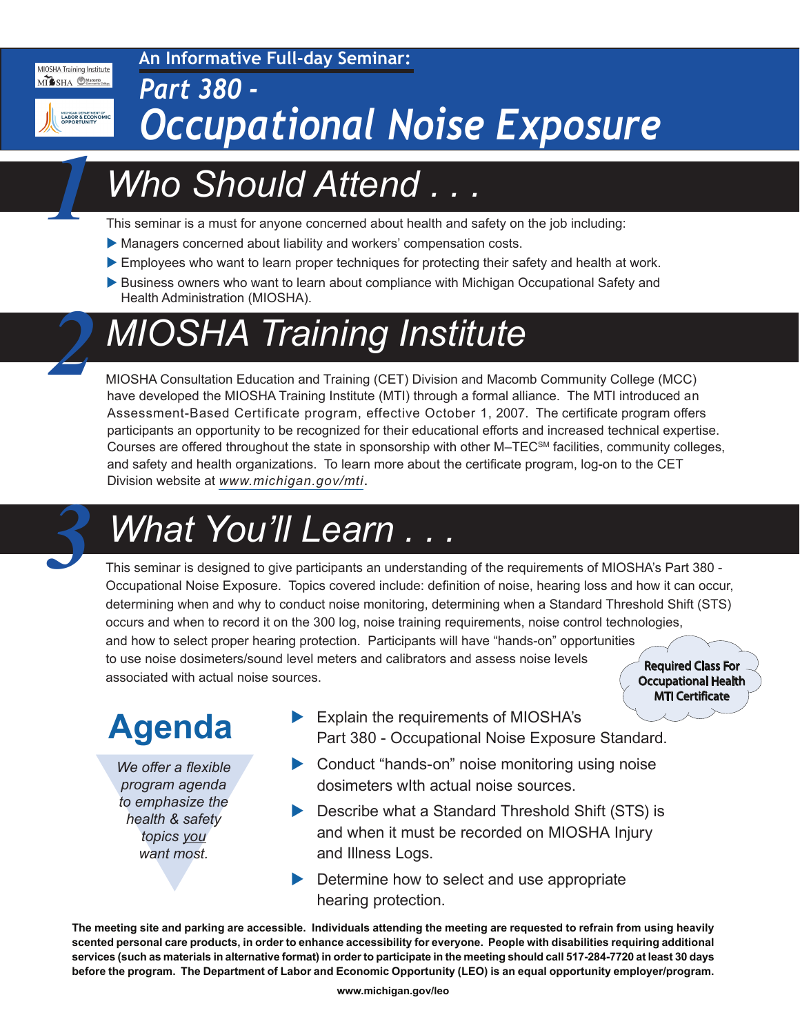MIOSHA Training Institute

MIOSHA

MICHIGAN DEPARTMENT OF LABOR & ECONOMIC OPPORTUNITY

**An Informative Full-day Seminar:**

# *Part 380 - Occupational Noise Exposure*

## 1 *Who Should Attend . . .*

This seminar is a must for anyone concerned about health and safety on the job including:

- Managers concerned about liability and workers' compensation costs.
- Employees who want to learn proper techniques for protecting their safety and health at work.
- Business owners who want to learn about compliance with Michigan Occupational Safety and Health Administration (MIOSHA).

## 2 *MIOSHA Training Institute*

MIOSHA Consultation Education and Training (CET) Division and Macomb Community College (MCC) have developed the MIOSHA Training Institute (MTI) through a formal alliance. The MTI introduced an Assessment-Based Certificate program, effective October 1, 2007. The certificate program offers participants an opportunity to be recognized for their educational efforts and increased technical expertise. Courses are offered throughout the state in sponsorship with other M–TEC[SM] facilities, community colleges, and safety and health organizations. To learn more about the certificate program, log-on to the CET Division website at *www.michigan.gov/mti*.

## 3 *What You'll Learn . . .*

This seminar is designed to give participants an understanding of the requirements of MIOSHA's Part 380 - Occupational Noise Exposure. Topics covered include: definition of noise, hearing loss and how it can occur, determining when and why to conduct noise monitoring, determining when a Standard Threshold Shift (STS) occurs and when to record it on the 300 log, noise training requirements, noise control technologies, and how to select proper hearing protection. Participants will have "hands-on" opportunities to use noise dosimeters/sound level meters and calibrators and assess noise levels associated with actual noise sources.

**Required Class For Occupational Health MTI Certificate**

## Agenda

*We offer a flexible program agenda to emphasize the health & safety topics you want most.*

- Explain the requirements of MIOSHA's Part 380 - Occupational Noise Exposure Standard.
- Conduct "hands-on" noise monitoring using noise dosimeters wIth actual noise sources.
- Describe what a Standard Threshold Shift (STS) is and when it must be recorded on MIOSHA Injury and Illness Logs.
- Determine how to select and use appropriate hearing protection.

**The meeting site and parking are accessible. Individuals attending the meeting are requested to refrain from using heavily scented personal care products, in order to enhance accessibility for everyone. People with disabilities requiring additional services (such as materials in alternative format) in order to participate in the meeting should call 517-284-7720 at least 30 days before the program. The Department of Labor and Economic Opportunity (LEO) is an equal opportunity employer/program.**

**www.michigan.gov/leo**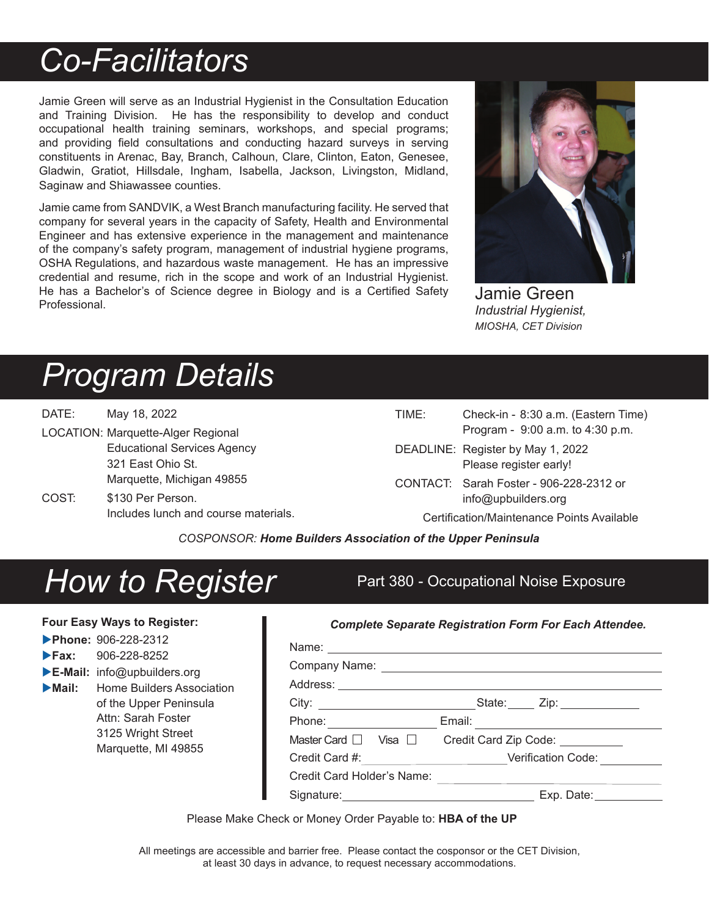# Co-Facilitators

Jamie Green will serve as an Industrial Hygienist in the Consultation Education and Training Division. He has the responsibility to develop and conduct occupational health training seminars, workshops, and special programs; and providing field consultations and conducting hazard surveys in serving constituents in Arenac, Bay, Branch, Calhoun, Clare, Clinton, Eaton, Genesee, Gladwin, Gratiot, Hillsdale, Ingham, Isabella, Jackson, Livingston, Midland, Saginaw and Shiawassee counties.

Jamie came from SANDVIK, a West Branch manufacturing facility. He served that company for several years in the capacity of Safety, Health and Environmental Engineer and has extensive experience in the management and maintenance of the company's safety program, management of industrial hygiene programs, OSHA Regulations, and hazardous waste management. He has an impressive credential and resume, rich in the scope and work of an Industrial Hygienist. He has a Bachelor's of Science degree in Biology and is a Certified Safety Professional.

Jamie Green
*Industrial Hygienist,*
*MIOSHA, CET Division*

# Program Details

DATE: May 18, 2022

LOCATION: Marquette-Alger Regional Educational Services Agency
321 East Ohio St.
Marquette, Michigan 49855

COST: $130 Per Person.
Includes lunch and course materials.

TIME: Check-in - 8:30 a.m. (Eastern Time)
Program - 9:00 a.m. to 4:30 p.m.

DEADLINE: Register by May 1, 2022
Please register early!

CONTACT: Sarah Foster - 906-228-2312 or info@upbuilders.org

Certification/Maintenance Points Available

*COSPONSOR:* ***Home Builders Association of the Upper Peninsula***

# How to Register

Part 380 - Occupational Noise Exposure

**Four Easy Ways to Register:**

- **Phone:** 906-228-2312
- **Fax:** 906-228-8252
- **E-Mail:** info@upbuilders.org
- **Mail:** Home Builders Association of the Upper Peninsula
  Attn: Sarah Foster
  3125 Wright Street
  Marquette, MI 49855

***Complete Separate Registration Form For Each Attendee.***

Name: ____________________

Company Name: ____________________

Address: ____________________

City: ____________ State: ____ Zip: ________

Phone: ____________ Email: ____________

Master Card ☐ Visa ☐ Credit Card Zip Code: ________

Credit Card #: ____________ Verification Code: ________

Credit Card Holder's Name: ____________________

Signature: ____________ Exp. Date: ________

Please Make Check or Money Order Payable to: **HBA of the UP**

All meetings are accessible and barrier free. Please contact the cosponsor or the CET Division, at least 30 days in advance, to request necessary accommodations.